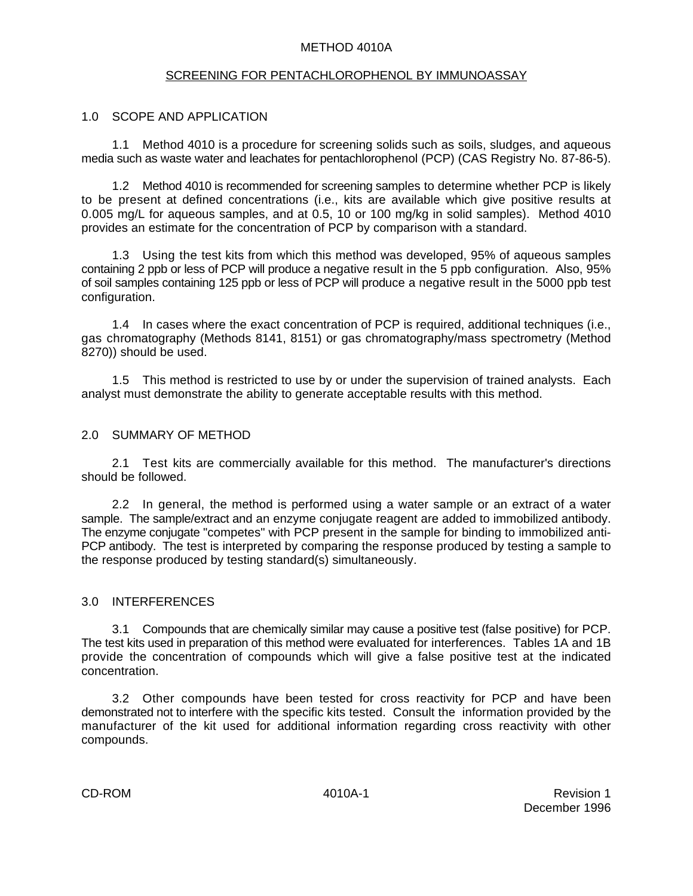# METHOD 4010A

## SCREENING FOR PENTACHLOROPHENOL BY IMMUNOASSAY

### 1.0 SCOPE AND APPLICATION

1.1 Method 4010 is a procedure for screening solids such as soils, sludges, and aqueous media such as waste water and leachates for pentachlorophenol (PCP) (CAS Registry No. 87-86-5).

1.2 Method 4010 is recommended for screening samples to determine whether PCP is likely to be present at defined concentrations (i.e., kits are available which give positive results at 0.005 mg/L for aqueous samples, and at 0.5, 10 or 100 mg/kg in solid samples). Method 4010 provides an estimate for the concentration of PCP by comparison with a standard.

1.3 Using the test kits from which this method was developed, 95% of aqueous samples containing 2 ppb or less of PCP will produce a negative result in the 5 ppb configuration. Also, 95% of soil samples containing 125 ppb or less of PCP will produce a negative result in the 5000 ppb test configuration.

1.4 In cases where the exact concentration of PCP is required, additional techniques (i.e., gas chromatography (Methods 8141, 8151) or gas chromatography/mass spectrometry (Method 8270)) should be used.

1.5 This method is restricted to use by or under the supervision of trained analysts. Each analyst must demonstrate the ability to generate acceptable results with this method.

### 2.0 SUMMARY OF METHOD

2.1 Test kits are commercially available for this method. The manufacturer's directions should be followed.

2.2 In general, the method is performed using a water sample or an extract of a water sample. The sample/extract and an enzyme conjugate reagent are added to immobilized antibody. The enzyme conjugate "competes" with PCP present in the sample for binding to immobilized anti-PCP antibody. The test is interpreted by comparing the response produced by testing a sample to the response produced by testing standard(s) simultaneously.

### 3.0 INTERFERENCES

3.1 Compounds that are chemically similar may cause a positive test (false positive) for PCP. The test kits used in preparation of this method were evaluated for interferences. Tables 1A and 1B provide the concentration of compounds which will give a false positive test at the indicated concentration.

3.2 Other compounds have been tested for cross reactivity for PCP and have been demonstrated not to interfere with the specific kits tested. Consult the information provided by the manufacturer of the kit used for additional information regarding cross reactivity with other compounds.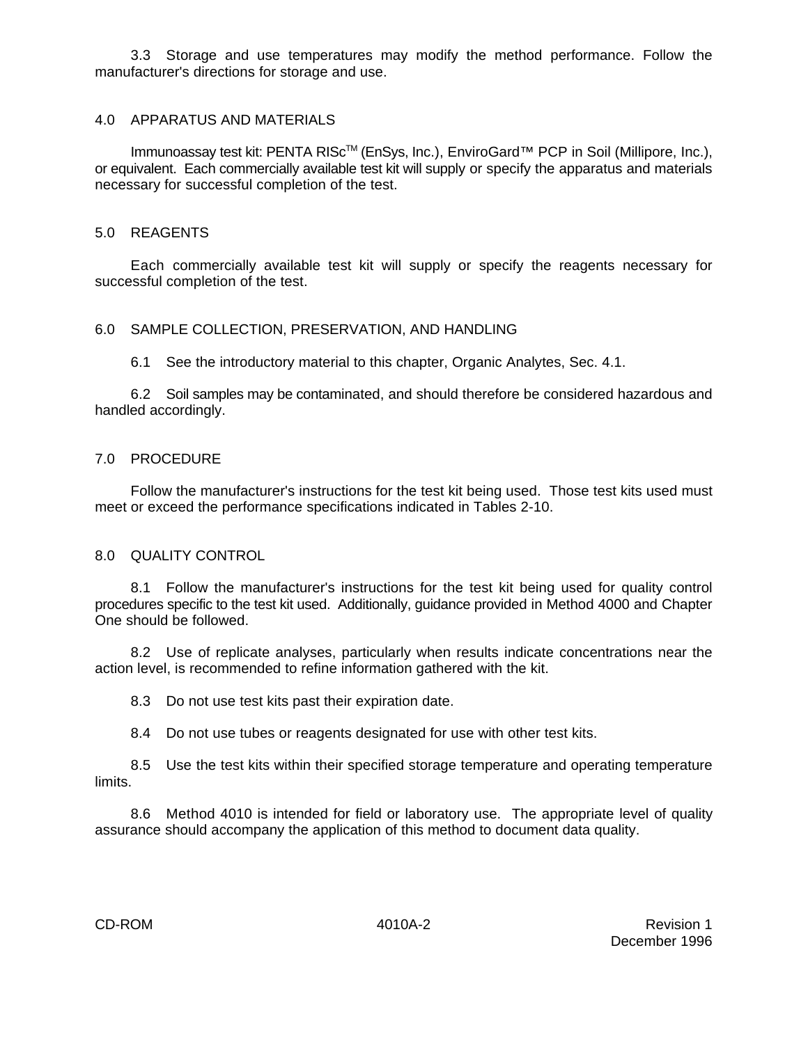3.3 Storage and use temperatures may modify the method performance. Follow the manufacturer's directions for storage and use.

## 4.0 APPARATUS AND MATERIALS

Immunoassay test kit: PENTA RISc™ (EnSys, Inc.), EnviroGard™ PCP in Soil (Millipore, Inc.), or equivalent. Each commercially available test kit will supply or specify the apparatus and materials necessary for successful completion of the test.

## 5.0 REAGENTS

Each commercially available test kit will supply or specify the reagents necessary for successful completion of the test.

## 6.0 SAMPLE COLLECTION, PRESERVATION, AND HANDLING

6.1 See the introductory material to this chapter, Organic Analytes, Sec. 4.1.

6.2 Soil samples may be contaminated, and should therefore be considered hazardous and handled accordingly.

## 7.0 PROCEDURE

Follow the manufacturer's instructions for the test kit being used. Those test kits used must meet or exceed the performance specifications indicated in Tables 2-10.

## 8.0 QUALITY CONTROL

8.1 Follow the manufacturer's instructions for the test kit being used for quality control procedures specific to the test kit used. Additionally, guidance provided in Method 4000 and Chapter One should be followed.

8.2 Use of replicate analyses, particularly when results indicate concentrations near the action level, is recommended to refine information gathered with the kit.

8.3 Do not use test kits past their expiration date.

8.4 Do not use tubes or reagents designated for use with other test kits.

8.5 Use the test kits within their specified storage temperature and operating temperature limits.

8.6 Method 4010 is intended for field or laboratory use. The appropriate level of quality assurance should accompany the application of this method to document data quality.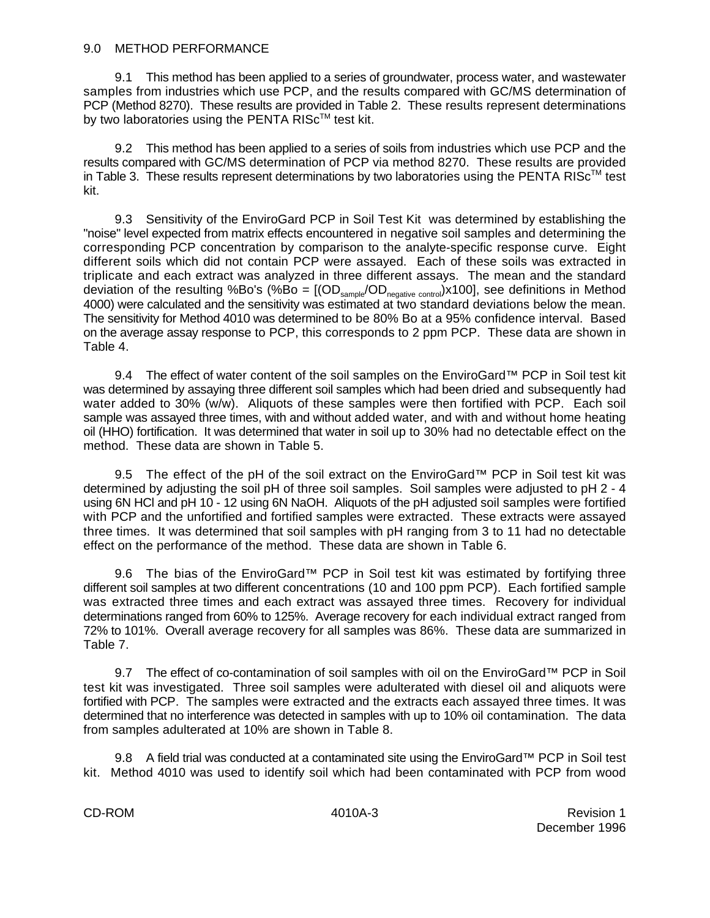## 9.0 METHOD PERFORMANCE

9.1 This method has been applied to a series of groundwater, process water, and wastewater samples from industries which use PCP, and the results compared with GC/MS determination of PCP (Method 8270). These results are provided in Table 2. These results represent determinations by two laboratories using the PENTA RISc™ test kit.

9.2 This method has been applied to a series of soils from industries which use PCP and the results compared with GC/MS determination of PCP via method 8270. These results are provided in Table 3. These results represent determinations by two laboratories using the PENTA RISc™ test kit.

9.3 Sensitivity of the EnviroGard PCP in Soil Test Kit was determined by establishing the "noise" level expected from matrix effects encountered in negative soil samples and determining the corresponding PCP concentration by comparison to the analyte-specific response curve. Eight different soils which did not contain PCP were assayed. Each of these soils was extracted in triplicate and each extract was analyzed in three different assays. The mean and the standard deviation of the resulting %Bo's (%Bo = $[(OD_{sample}/OD_{negative\ control})x100]$, see definitions in Method 4000) were calculated and the sensitivity was estimated at two standard deviations below the mean. The sensitivity for Method 4010 was determined to be 80% Bo at a 95% confidence interval. Based on the average assay response to PCP, this corresponds to 2 ppm PCP. These data are shown in Table 4.

9.4 The effect of water content of the soil samples on the EnviroGard™ PCP in Soil test kit was determined by assaying three different soil samples which had been dried and subsequently had water added to 30% (w/w). Aliquots of these samples were then fortified with PCP. Each soil sample was assayed three times, with and without added water, and with and without home heating oil (HHO) fortification. It was determined that water in soil up to 30% had no detectable effect on the method. These data are shown in Table 5.

9.5 The effect of the pH of the soil extract on the EnviroGard™ PCP in Soil test kit was determined by adjusting the soil pH of three soil samples. Soil samples were adjusted to pH 2 - 4 using 6N HCl and pH 10 - 12 using 6N NaOH. Aliquots of the pH adjusted soil samples were fortified with PCP and the unfortified and fortified samples were extracted. These extracts were assayed three times. It was determined that soil samples with pH ranging from 3 to 11 had no detectable effect on the performance of the method. These data are shown in Table 6.

9.6 The bias of the EnviroGard™ PCP in Soil test kit was estimated by fortifying three different soil samples at two different concentrations (10 and 100 ppm PCP). Each fortified sample was extracted three times and each extract was assayed three times. Recovery for individual determinations ranged from 60% to 125%. Average recovery for each individual extract ranged from 72% to 101%. Overall average recovery for all samples was 86%. These data are summarized in Table 7.

9.7 The effect of co-contamination of soil samples with oil on the EnviroGard™ PCP in Soil test kit was investigated. Three soil samples were adulterated with diesel oil and aliquots were fortified with PCP. The samples were extracted and the extracts each assayed three times. It was determined that no interference was detected in samples with up to 10% oil contamination. The data from samples adulterated at 10% are shown in Table 8.

9.8 A field trial was conducted at a contaminated site using the EnviroGard™ PCP in Soil test kit. Method 4010 was used to identify soil which had been contaminated with PCP from wood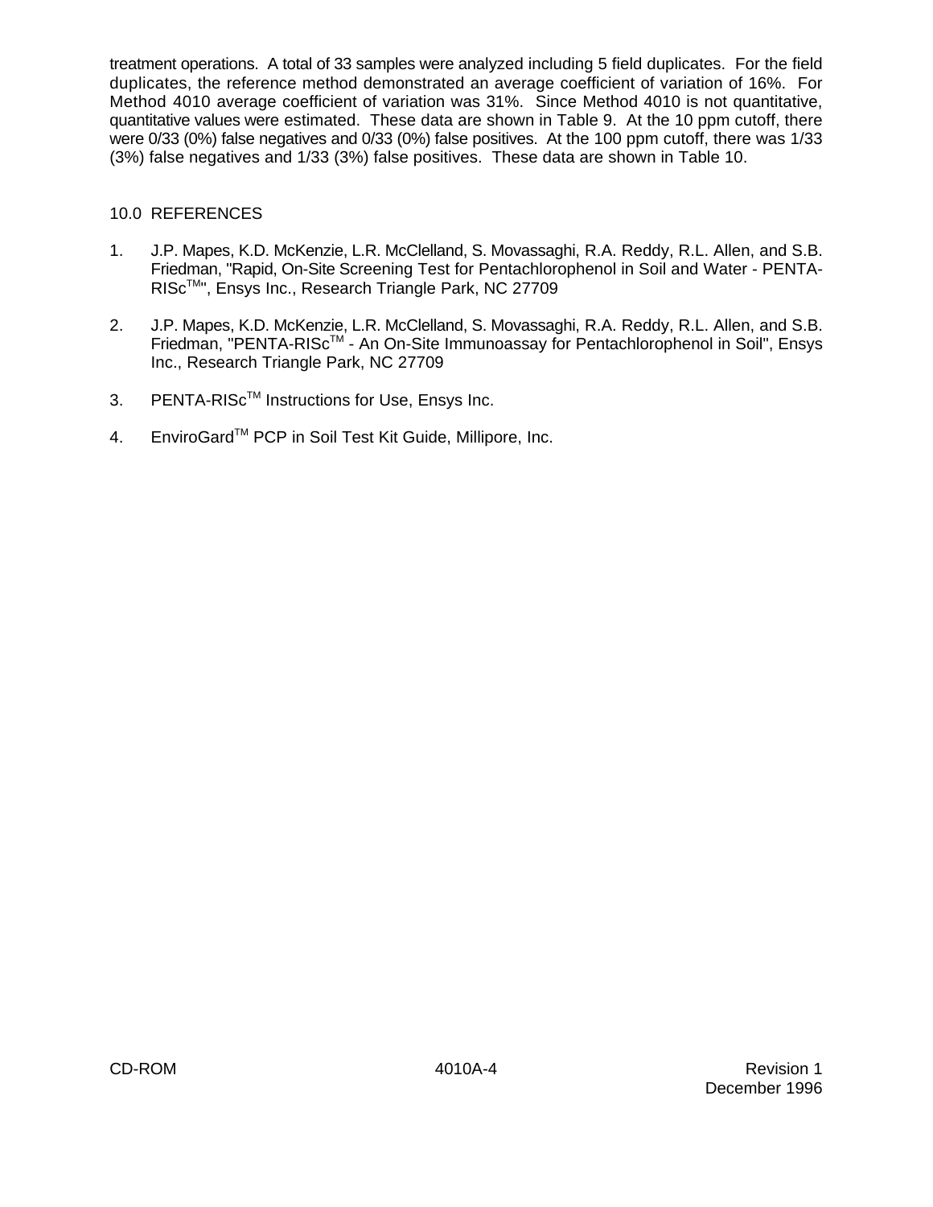treatment operations. A total of 33 samples were analyzed including 5 field duplicates. For the field duplicates, the reference method demonstrated an average coefficient of variation of 16%. For Method 4010 average coefficient of variation was 31%. Since Method 4010 is not quantitative, quantitative values were estimated. These data are shown in Table 9. At the 10 ppm cutoff, there were 0/33 (0%) false negatives and 0/33 (0%) false positives. At the 100 ppm cutoff, there was 1/33 (3%) false negatives and 1/33 (3%) false positives. These data are shown in Table 10.

## 10.0 REFERENCES

1. J.P. Mapes, K.D. McKenzie, L.R. McClelland, S. Movassaghi, R.A. Reddy, R.L. Allen, and S.B. Friedman, "Rapid, On-Site Screening Test for Pentachlorophenol in Soil and Water - PENTA-RISc™", Ensys Inc., Research Triangle Park, NC 27709

2. J.P. Mapes, K.D. McKenzie, L.R. McClelland, S. Movassaghi, R.A. Reddy, R.L. Allen, and S.B. Friedman, "PENTA-RISc™ - An On-Site Immunoassay for Pentachlorophenol in Soil", Ensys Inc., Research Triangle Park, NC 27709

3. PENTA-RISc™ Instructions for Use, Ensys Inc.

4. EnviroGard™ PCP in Soil Test Kit Guide, Millipore, Inc.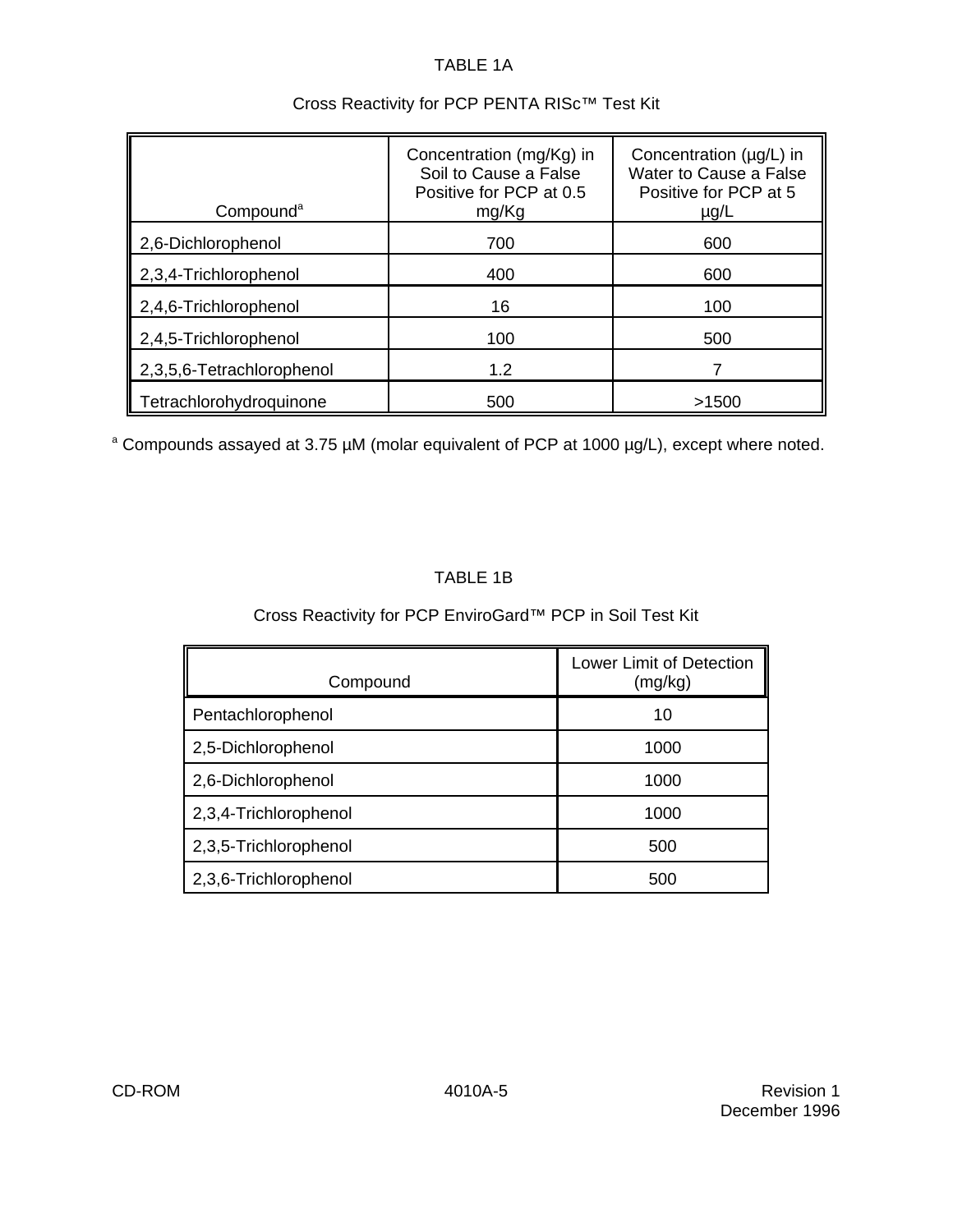TABLE 1A

Cross Reactivity for PCP PENTA RISc™ Test Kit

| Compound[a] | Concentration (mg/Kg) in Soil to Cause a False Positive for PCP at 0.5 mg/Kg | Concentration (µg/L) in Water to Cause a False Positive for PCP at 5 µg/L |
|---|---|---|
| 2,6-Dichlorophenol | 700 | 600 |
| 2,3,4-Trichlorophenol | 400 | 600 |
| 2,4,6-Trichlorophenol | 16 | 100 |
| 2,4,5-Trichlorophenol | 100 | 500 |
| 2,3,5,6-Tetrachlorophenol | 1.2 | 7 |
| Tetrachlorohydroquinone | 500 | >1500 |

[a] Compounds assayed at 3.75 µM (molar equivalent of PCP at 1000 µg/L), except where noted.

TABLE 1B

Cross Reactivity for PCP EnviroGard™ PCP in Soil Test Kit

| Compound | Lower Limit of Detection (mg/kg) |
|---|---|
| Pentachlorophenol | 10 |
| 2,5-Dichlorophenol | 1000 |
| 2,6-Dichlorophenol | 1000 |
| 2,3,4-Trichlorophenol | 1000 |
| 2,3,5-Trichlorophenol | 500 |
| 2,3,6-Trichlorophenol | 500 |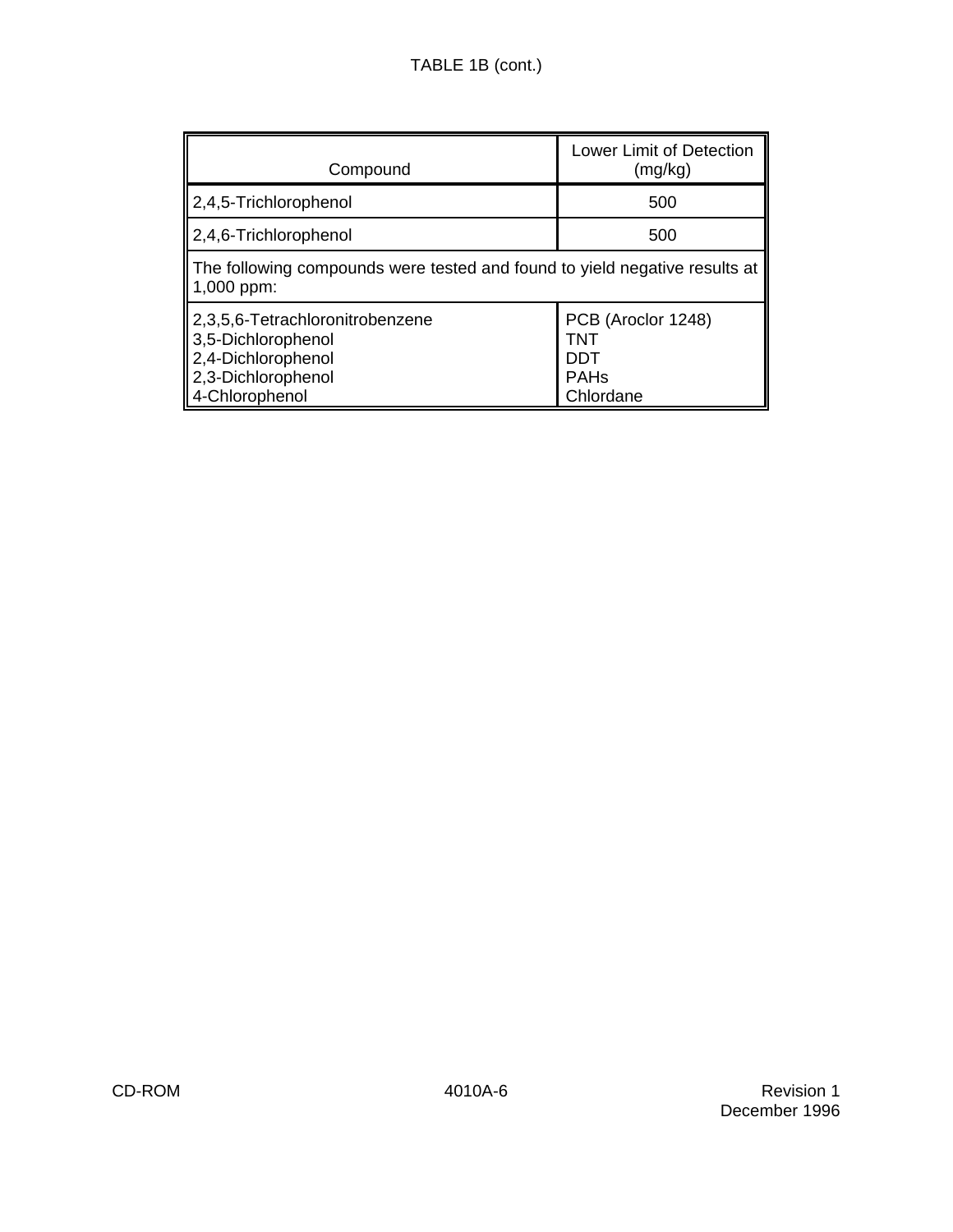TABLE 1B (cont.)

| Compound | Lower Limit of Detection (mg/kg) |
|---|---|
| 2,4,5-Trichlorophenol | 500 |
| 2,4,6-Trichlorophenol | 500 |
| The following compounds were tested and found to yield negative results at 1,000 ppm: | |
| 2,3,5,6-Tetrachloronitrobenzene<br>3,5-Dichlorophenol<br>2,4-Dichlorophenol<br>2,3-Dichlorophenol<br>4-Chlorophenol | PCB (Aroclor 1248)<br>TNT<br>DDT<br>PAHs<br>Chlordane |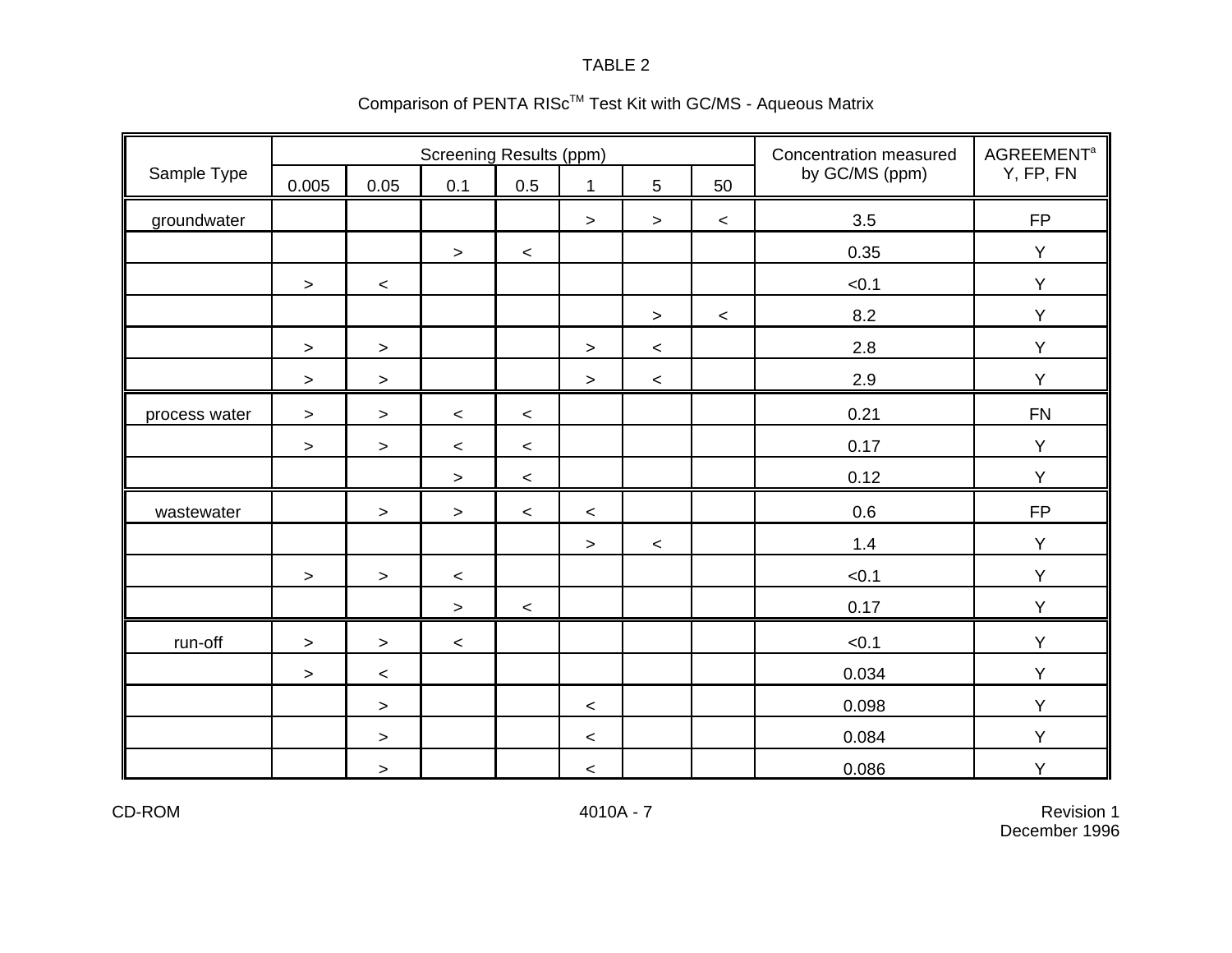TABLE 2

Comparison of PENTA RISc™ Test Kit with GC/MS - Aqueous Matrix

| Sample Type | Screening Results (ppm) | | | | | | | Concentration measured by GC/MS (ppm) | AGREEMENT[a] Y, FP, FN |
|---|---|---|---|---|---|---|---|---|---|
| | 0.005 | 0.05 | 0.1 | 0.5 | 1 | 5 | 50 | | |
| groundwater | | | | | > | > | < | 3.5 | FP |
| | | | > | < | | | | 0.35 | Y |
| | > | < | | | | | | <0.1 | Y |
| | | | | | | > | < | 8.2 | Y |
| | > | > | | | > | < | | 2.8 | Y |
| | > | > | | | > | < | | 2.9 | Y |
| process water | > | > | < | < | | | | 0.21 | FN |
| | > | > | < | < | | | | 0.17 | Y |
| | | | > | < | | | | 0.12 | Y |
| wastewater | | > | > | < | < | | | 0.6 | FP |
| | | | | | > | < | | 1.4 | Y |
| | > | > | < | | | | | <0.1 | Y |
| | | | > | < | | | | 0.17 | Y |
| run-off | > | > | < | | | | | <0.1 | Y |
| | > | < | | | | | | 0.034 | Y |
| | | > | | | < | | | 0.098 | Y |
| | | > | | | < | | | 0.084 | Y |
| | | > | | | < | | | 0.086 | Y |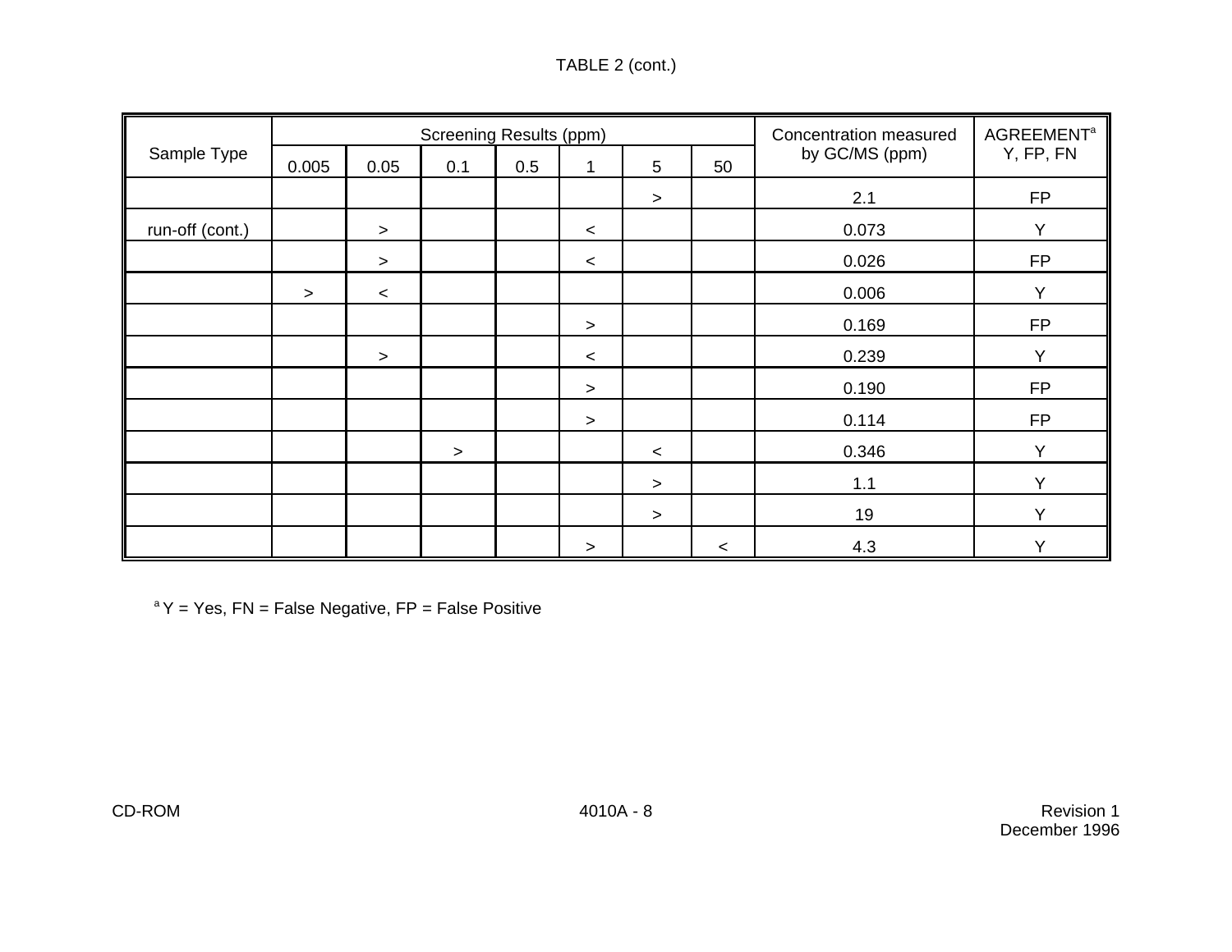TABLE 2 (cont.)

| Sample Type | Screening Results (ppm) | | | | | | | Concentration measured by GC/MS (ppm) | AGREEMENT[a] Y, FP, FN |
|---|---|---|---|---|---|---|---|---|---|
| | 0.005 | 0.05 | 0.1 | 0.5 | 1 | 5 | 50 | | |
| | | | | | | > | | 2.1 | FP |
| run-off (cont.) | | > | | | < | | | 0.073 | Y |
| | | > | | | < | | | 0.026 | FP |
| | > | < | | | | | | 0.006 | Y |
| | | | | | > | | | 0.169 | FP |
| | | > | | | < | | | 0.239 | Y |
| | | | | | > | | | 0.190 | FP |
| | | | | | > | | | 0.114 | FP |
| | | | > | | | < | | 0.346 | Y |
| | | | | | | > | | 1.1 | Y |
| | | | | | | > | | 19 | Y |
| | | | | | > | | < | 4.3 | Y |

[a] Y = Yes, FN = False Negative, FP = False Positive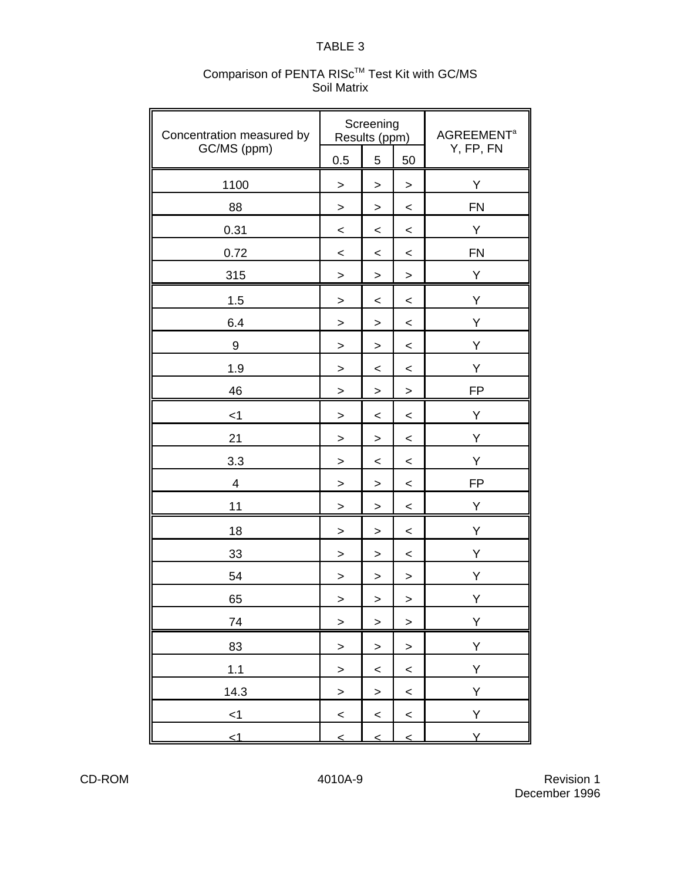TABLE 3

Comparison of PENTA RISc[TM] Test Kit with GC/MS
Soil Matrix

| Concentration measured by GC/MS (ppm) | Screening Results (ppm) | | | AGREEMENT[a] Y, FP, FN |
|---|---|---|---|---|
| | 0.5 | 5 | 50 | |
| 1100 | > | > | > | Y |
| 88 | > | > | < | FN |
| 0.31 | < | < | < | Y |
| 0.72 | < | < | < | FN |
| 315 | > | > | > | Y |
| 1.5 | > | < | < | Y |
| 6.4 | > | > | < | Y |
| 9 | > | > | < | Y |
| 1.9 | > | < | < | Y |
| 46 | > | > | > | FP |
| <1 | > | < | < | Y |
| 21 | > | > | < | Y |
| 3.3 | > | < | < | Y |
| 4 | > | > | < | FP |
| 11 | > | > | < | Y |
| 18 | > | > | < | Y |
| 33 | > | > | < | Y |
| 54 | > | > | > | Y |
| 65 | > | > | > | Y |
| 74 | > | > | > | Y |
| 83 | > | > | > | Y |
| 1.1 | > | < | < | Y |
| 14.3 | > | > | < | Y |
| <1 | < | < | < | Y |
| <1 | < | < | < | Y |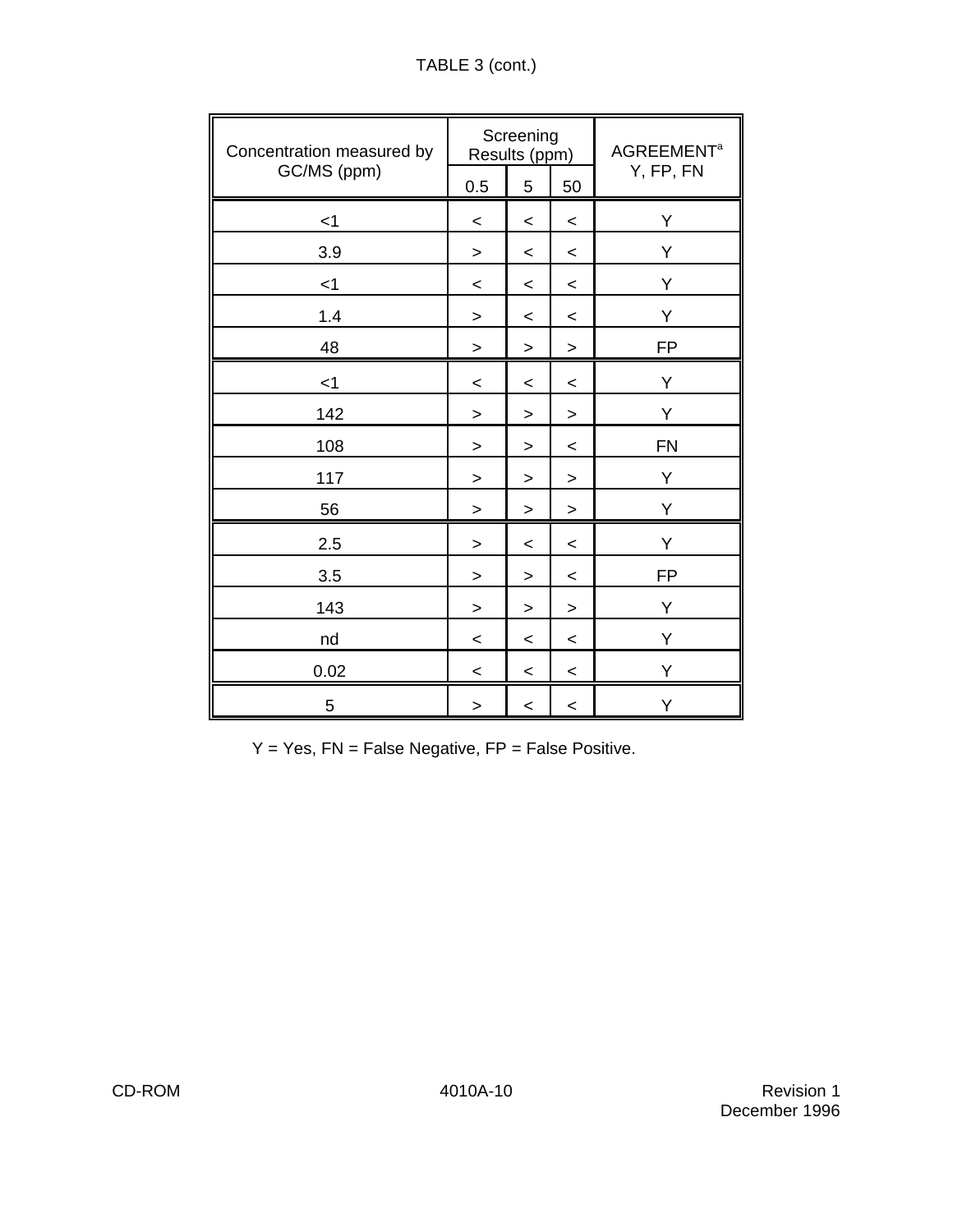TABLE 3 (cont.)

| Concentration measured by GC/MS (ppm) | Screening Results (ppm) | | | AGREEMENT[a] Y, FP, FN |
|---|---|---|---|---|
| | 0.5 | 5 | 50 | |
| <1 | < | < | < | Y |
| 3.9 | > | < | < | Y |
| <1 | < | < | < | Y |
| 1.4 | > | < | < | Y |
| 48 | > | > | > | FP |
| <1 | < | < | < | Y |
| 142 | > | > | > | Y |
| 108 | > | > | < | FN |
| 117 | > | > | > | Y |
| 56 | > | > | > | Y |
| 2.5 | > | < | < | Y |
| 3.5 | > | > | < | FP |
| 143 | > | > | > | Y |
| nd | < | < | < | Y |
| 0.02 | < | < | < | Y |
| 5 | > | < | < | Y |

Y = Yes, FN = False Negative, FP = False Positive.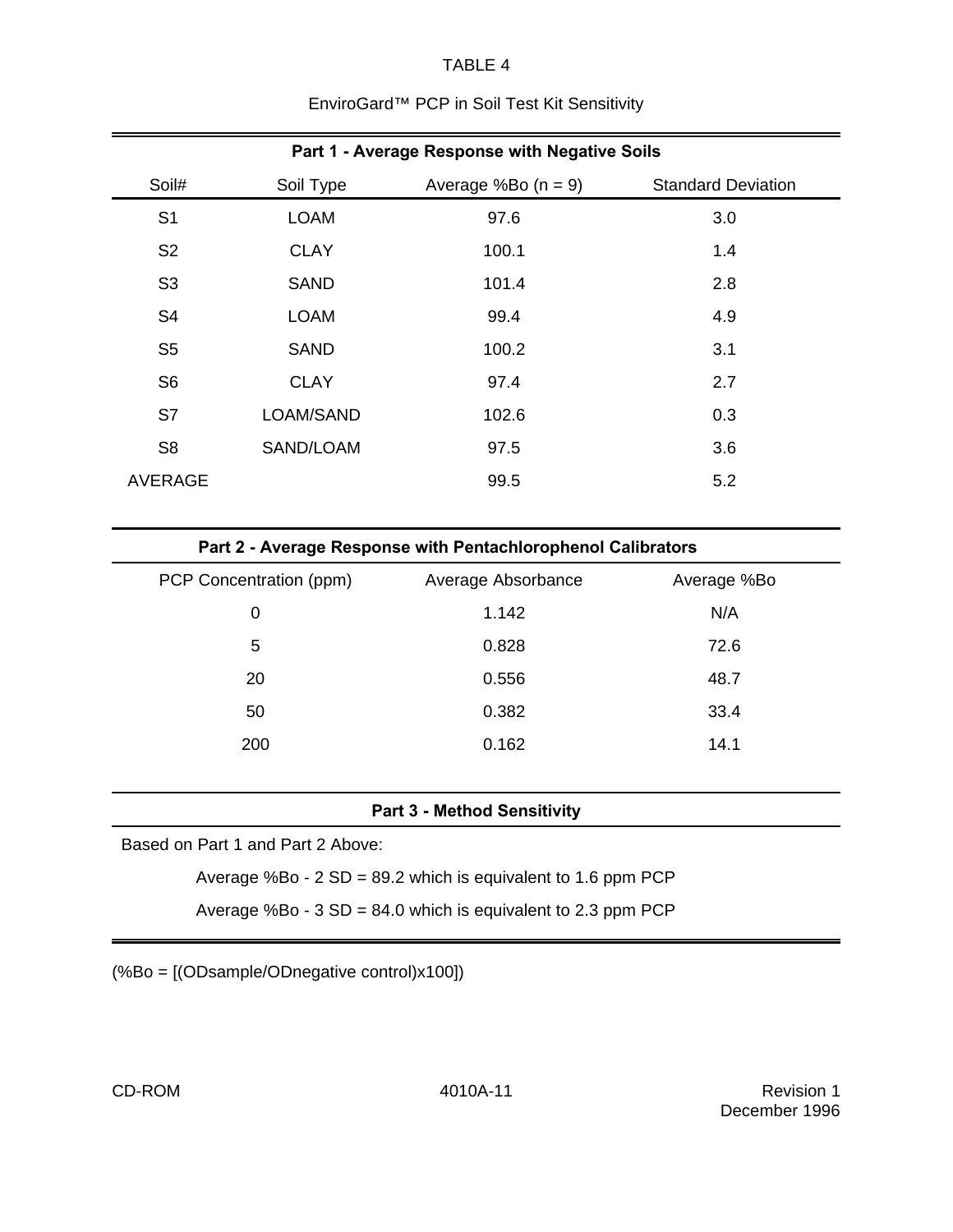TABLE 4

EnviroGard™ PCP in Soil Test Kit Sensitivity

**Part 1 - Average Response with Negative Soils**

| Soil# | Soil Type | Average %Bo (n = 9) | Standard Deviation |
|---|---|---|---|
| S1 | LOAM | 97.6 | 3.0 |
| S2 | CLAY | 100.1 | 1.4 |
| S3 | SAND | 101.4 | 2.8 |
| S4 | LOAM | 99.4 | 4.9 |
| S5 | SAND | 100.2 | 3.1 |
| S6 | CLAY | 97.4 | 2.7 |
| S7 | LOAM/SAND | 102.6 | 0.3 |
| S8 | SAND/LOAM | 97.5 | 3.6 |
| AVERAGE | | 99.5 | 5.2 |

**Part 2 - Average Response with Pentachlorophenol Calibrators**

| PCP Concentration (ppm) | Average Absorbance | Average %Bo |
|---|---|---|
| 0 | 1.142 | N/A |
| 5 | 0.828 | 72.6 |
| 20 | 0.556 | 48.7 |
| 50 | 0.382 | 33.4 |
| 200 | 0.162 | 14.1 |

**Part 3 - Method Sensitivity**

Based on Part 1 and Part 2 Above:

Average %Bo - 2 SD = 89.2 which is equivalent to 1.6 ppm PCP

Average %Bo - 3 SD = 84.0 which is equivalent to 2.3 ppm PCP

(%Bo = [(ODsample/ODnegative control)x100])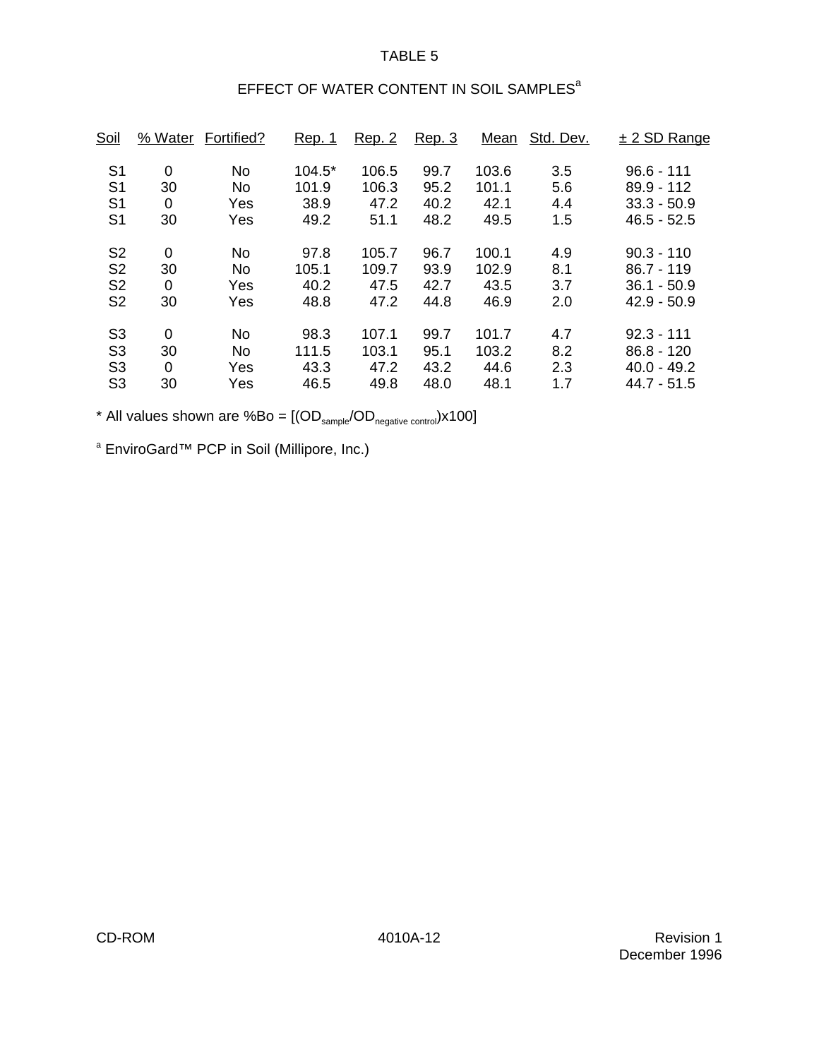TABLE 5

EFFECT OF WATER CONTENT IN SOIL SAMPLES[a]

| Soil | % Water | Fortified? | Rep. 1 | Rep. 2 | Rep. 3 | Mean | Std. Dev. | ± 2 SD Range |
|---|---|---|---|---|---|---|---|---|
| S1 | 0 | No | 104.5* | 106.5 | 99.7 | 103.6 | 3.5 | 96.6 - 111 |
| S1 | 30 | No | 101.9 | 106.3 | 95.2 | 101.1 | 5.6 | 89.9 - 112 |
| S1 | 0 | Yes | 38.9 | 47.2 | 40.2 | 42.1 | 4.4 | 33.3 - 50.9 |
| S1 | 30 | Yes | 49.2 | 51.1 | 48.2 | 49.5 | 1.5 | 46.5 - 52.5 |
| S2 | 0 | No | 97.8 | 105.7 | 96.7 | 100.1 | 4.9 | 90.3 - 110 |
| S2 | 30 | No | 105.1 | 109.7 | 93.9 | 102.9 | 8.1 | 86.7 - 119 |
| S2 | 0 | Yes | 40.2 | 47.5 | 42.7 | 43.5 | 3.7 | 36.1 - 50.9 |
| S2 | 30 | Yes | 48.8 | 47.2 | 44.8 | 46.9 | 2.0 | 42.9 - 50.9 |
| S3 | 0 | No | 98.3 | 107.1 | 99.7 | 101.7 | 4.7 | 92.3 - 111 |
| S3 | 30 | No | 111.5 | 103.1 | 95.1 | 103.2 | 8.2 | 86.8 - 120 |
| S3 | 0 | Yes | 43.3 | 47.2 | 43.2 | 44.6 | 2.3 | 40.0 - 49.2 |
| S3 | 30 | Yes | 46.5 | 49.8 | 48.0 | 48.1 | 1.7 | 44.7 - 51.5 |

* All values shown are %Bo = $[(OD_{sample}/OD_{negative\ control})x100]$

[a] EnviroGard™ PCP in Soil (Millipore, Inc.)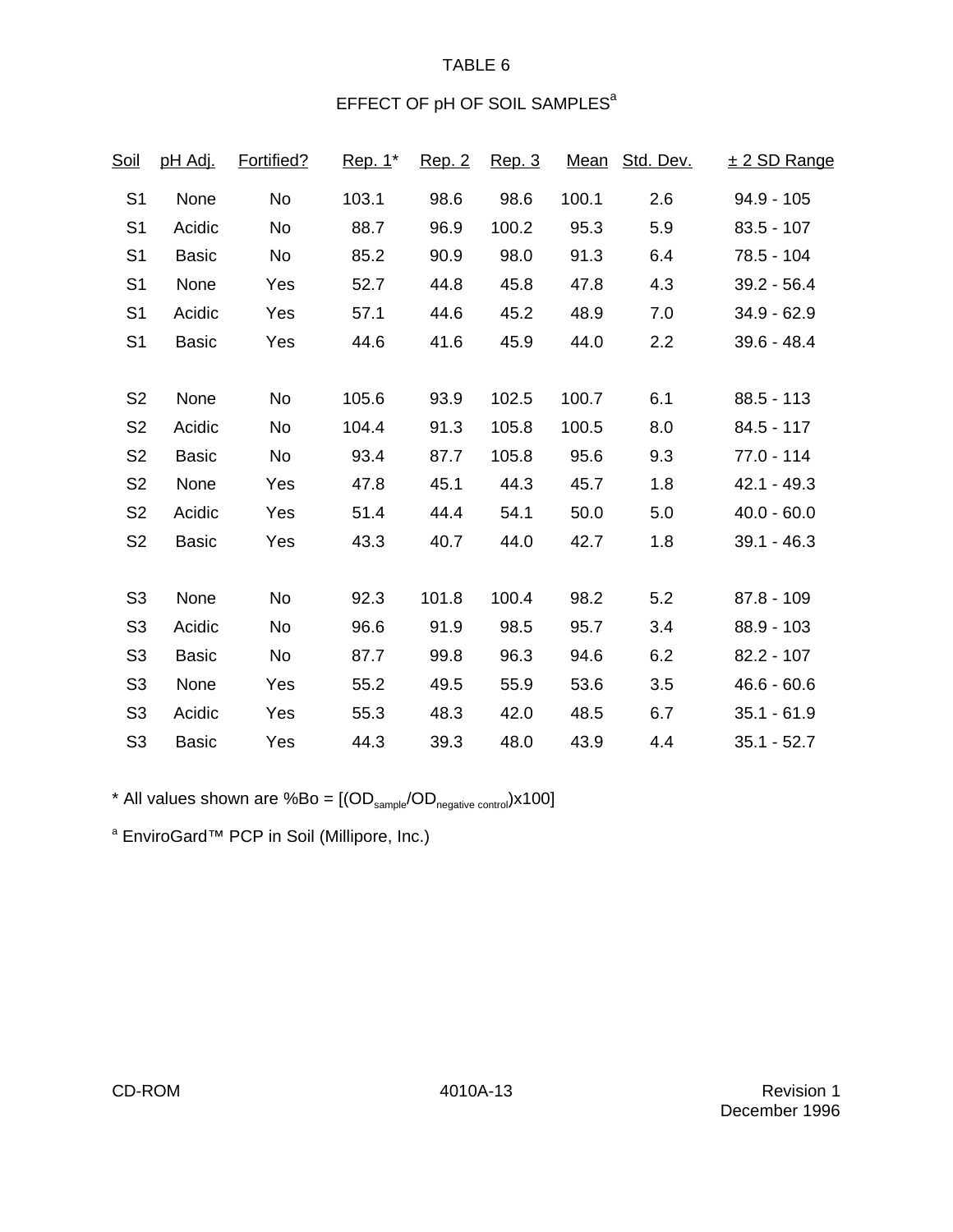TABLE 6

EFFECT OF pH OF SOIL SAMPLES[a]

| Soil | pH Adj. | Fortified? | Rep. 1* | Rep. 2 | Rep. 3 | Mean | Std. Dev. | ± 2 SD Range |
|---|---|---|---|---|---|---|---|---|
| S1 | None | No | 103.1 | 98.6 | 98.6 | 100.1 | 2.6 | 94.9 - 105 |
| S1 | Acidic | No | 88.7 | 96.9 | 100.2 | 95.3 | 5.9 | 83.5 - 107 |
| S1 | Basic | No | 85.2 | 90.9 | 98.0 | 91.3 | 6.4 | 78.5 - 104 |
| S1 | None | Yes | 52.7 | 44.8 | 45.8 | 47.8 | 4.3 | 39.2 - 56.4 |
| S1 | Acidic | Yes | 57.1 | 44.6 | 45.2 | 48.9 | 7.0 | 34.9 - 62.9 |
| S1 | Basic | Yes | 44.6 | 41.6 | 45.9 | 44.0 | 2.2 | 39.6 - 48.4 |
| S2 | None | No | 105.6 | 93.9 | 102.5 | 100.7 | 6.1 | 88.5 - 113 |
| S2 | Acidic | No | 104.4 | 91.3 | 105.8 | 100.5 | 8.0 | 84.5 - 117 |
| S2 | Basic | No | 93.4 | 87.7 | 105.8 | 95.6 | 9.3 | 77.0 - 114 |
| S2 | None | Yes | 47.8 | 45.1 | 44.3 | 45.7 | 1.8 | 42.1 - 49.3 |
| S2 | Acidic | Yes | 51.4 | 44.4 | 54.1 | 50.0 | 5.0 | 40.0 - 60.0 |
| S2 | Basic | Yes | 43.3 | 40.7 | 44.0 | 42.7 | 1.8 | 39.1 - 46.3 |
| S3 | None | No | 92.3 | 101.8 | 100.4 | 98.2 | 5.2 | 87.8 - 109 |
| S3 | Acidic | No | 96.6 | 91.9 | 98.5 | 95.7 | 3.4 | 88.9 - 103 |
| S3 | Basic | No | 87.7 | 99.8 | 96.3 | 94.6 | 6.2 | 82.2 - 107 |
| S3 | None | Yes | 55.2 | 49.5 | 55.9 | 53.6 | 3.5 | 46.6 - 60.6 |
| S3 | Acidic | Yes | 55.3 | 48.3 | 42.0 | 48.5 | 6.7 | 35.1 - 61.9 |
| S3 | Basic | Yes | 44.3 | 39.3 | 48.0 | 43.9 | 4.4 | 35.1 - 52.7 |

* All values shown are %Bo = $[(OD_{sample}/OD_{negative\ control})x100]$

[a] EnviroGard™ PCP in Soil (Millipore, Inc.)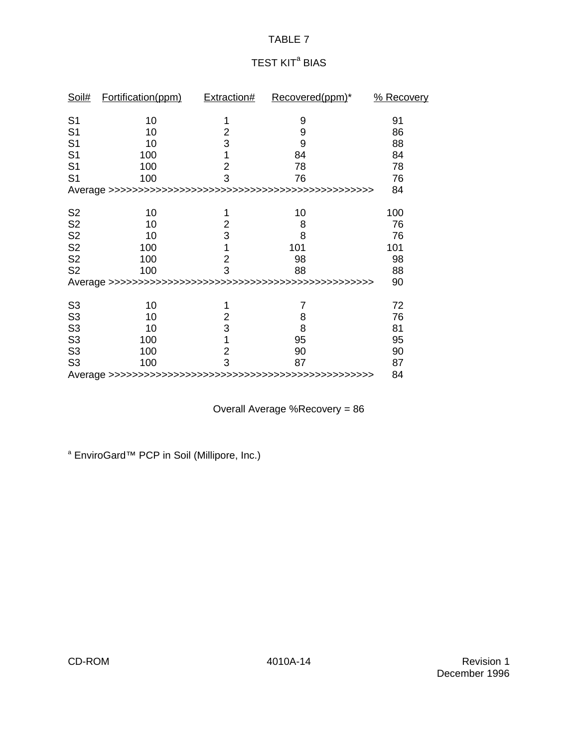TABLE 7

TEST KIT[a] BIAS

| Soil# | Fortification(ppm) | Extraction# | Recovered(ppm)* | % Recovery |
|---|---|---|---|---|
| S1 | 10 | 1 | 9 | 91 |
| S1 | 10 | 2 | 9 | 86 |
| S1 | 10 | 3 | 9 | 88 |
| S1 | 100 | 1 | 84 | 84 |
| S1 | 100 | 2 | 78 | 78 |
| S1 | 100 | 3 | 76 | 76 |
| Average >>>>>>>>>>>>>>>>>>>>>>>>>>>>>>>>>>>>>>>>>>>>> | | | | 84 |
| S2 | 10 | 1 | 10 | 100 |
| S2 | 10 | 2 | 8 | 76 |
| S2 | 10 | 3 | 8 | 76 |
| S2 | 100 | 1 | 101 | 101 |
| S2 | 100 | 2 | 98 | 98 |
| S2 | 100 | 3 | 88 | 88 |
| Average >>>>>>>>>>>>>>>>>>>>>>>>>>>>>>>>>>>>>>>>>>>>> | | | | 90 |
| S3 | 10 | 1 | 7 | 72 |
| S3 | 10 | 2 | 8 | 76 |
| S3 | 10 | 3 | 8 | 81 |
| S3 | 100 | 1 | 95 | 95 |
| S3 | 100 | 2 | 90 | 90 |
| S3 | 100 | 3 | 87 | 87 |
| Average >>>>>>>>>>>>>>>>>>>>>>>>>>>>>>>>>>>>>>>>>>>>> | | | | 84 |

Overall Average %Recovery = 86

[a] EnviroGard™ PCP in Soil (Millipore, Inc.)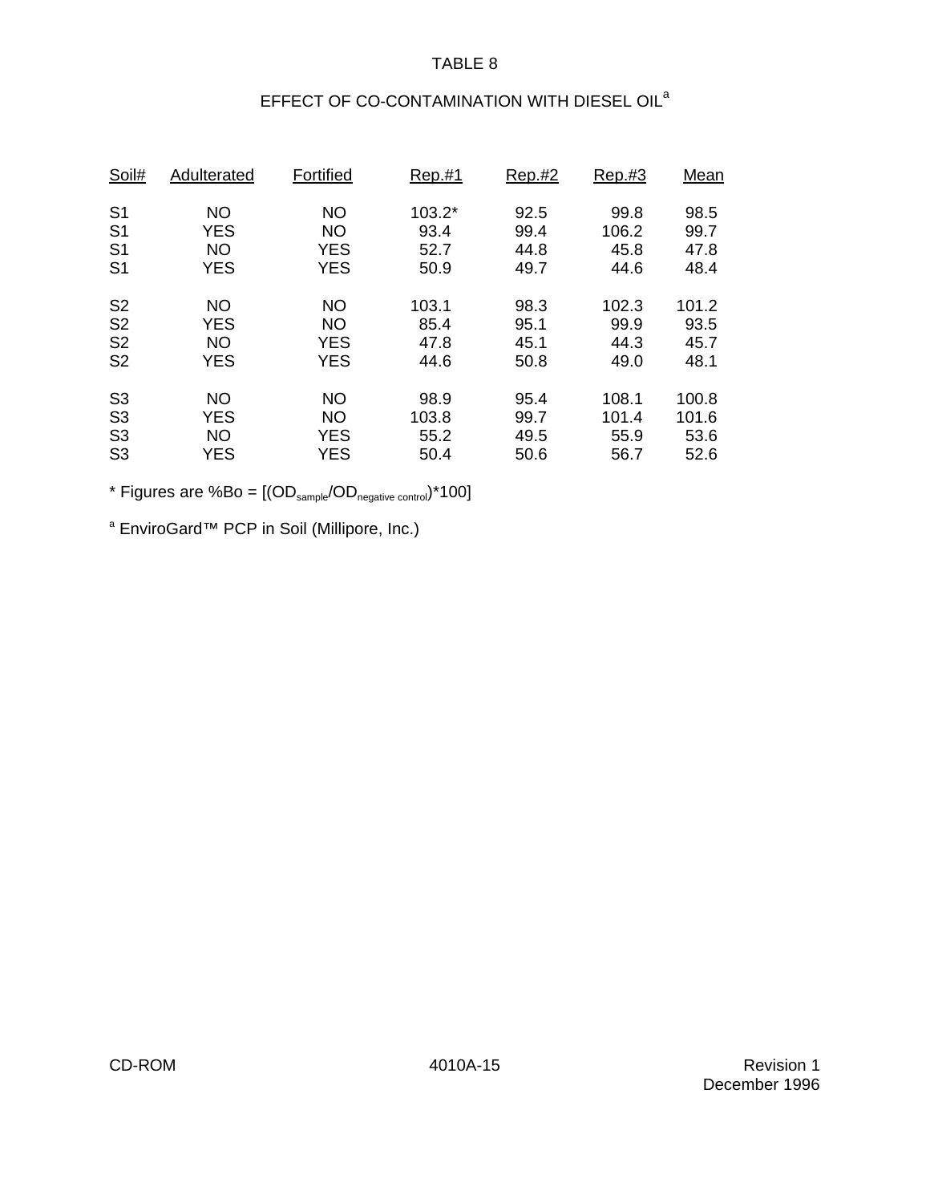# TABLE 8

## EFFECT OF CO-CONTAMINATION WITH DIESEL OIL[a]

| Soil# | Adulterated | Fortified | Rep.#1 | Rep.#2 | Rep.#3 | Mean |
|---|---|---|---|---|---|---|
| S1 | NO | NO | 103.2* | 92.5 | 99.8 | 98.5 |
| S1 | YES | NO | 93.4 | 99.4 | 106.2 | 99.7 |
| S1 | NO | YES | 52.7 | 44.8 | 45.8 | 47.8 |
| S1 | YES | YES | 50.9 | 49.7 | 44.6 | 48.4 |
| S2 | NO | NO | 103.1 | 98.3 | 102.3 | 101.2 |
| S2 | YES | NO | 85.4 | 95.1 | 99.9 | 93.5 |
| S2 | NO | YES | 47.8 | 45.1 | 44.3 | 45.7 |
| S2 | YES | YES | 44.6 | 50.8 | 49.0 | 48.1 |
| S3 | NO | NO | 98.9 | 95.4 | 108.1 | 100.8 |
| S3 | YES | NO | 103.8 | 99.7 | 101.4 | 101.6 |
| S3 | NO | YES | 55.2 | 49.5 | 55.9 | 53.6 |
| S3 | YES | YES | 50.4 | 50.6 | 56.7 | 52.6 |

* Figures are %Bo = $[(OD_{sample}/OD_{negative\ control})*100]$

[a] EnviroGard™ PCP in Soil (Millipore, Inc.)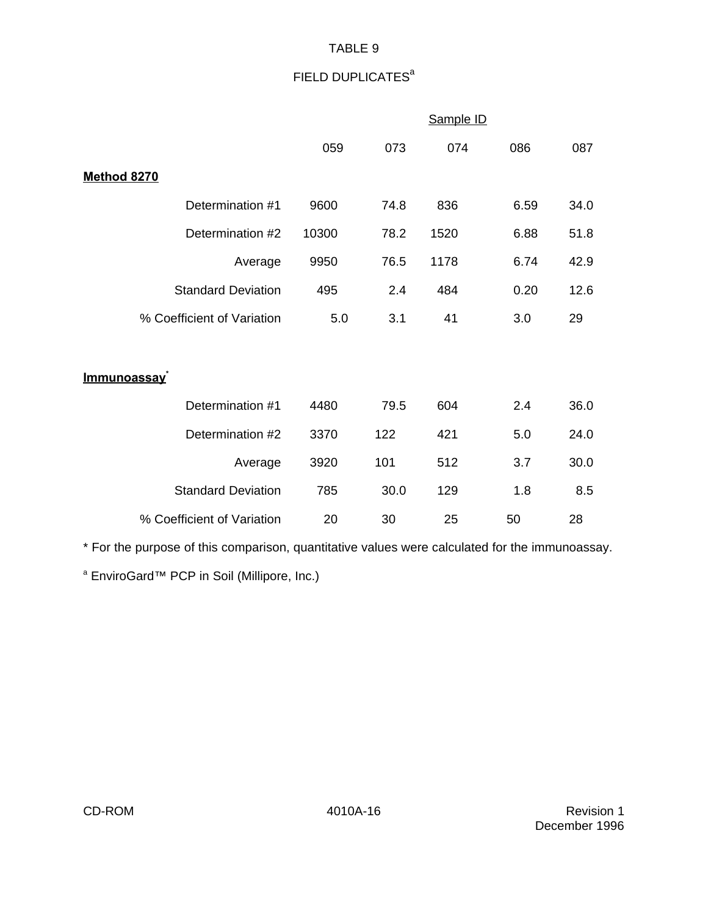TABLE 9

FIELD DUPLICATES[a]

| | Sample ID | | | | |
|---|---|---|---|---|---|
| | 059 | 073 | 074 | 086 | 087 |
| **Method 8270** | | | | | |
| Determination #1 | 9600 | 74.8 | 836 | 6.59 | 34.0 |
| Determination #2 | 10300 | 78.2 | 1520 | 6.88 | 51.8 |
| Average | 9950 | 76.5 | 1178 | 6.74 | 42.9 |
| Standard Deviation | 495 | 2.4 | 484 | 0.20 | 12.6 |
| % Coefficient of Variation | 5.0 | 3.1 | 41 | 3.0 | 29 |
| **Immunoassay*** | | | | | |
| Determination #1 | 4480 | 79.5 | 604 | 2.4 | 36.0 |
| Determination #2 | 3370 | 122 | 421 | 5.0 | 24.0 |
| Average | 3920 | 101 | 512 | 3.7 | 30.0 |
| Standard Deviation | 785 | 30.0 | 129 | 1.8 | 8.5 |
| % Coefficient of Variation | 20 | 30 | 25 | 50 | 28 |

* For the purpose of this comparison, quantitative values were calculated for the immunoassay.

[a] EnviroGard™ PCP in Soil (Millipore, Inc.)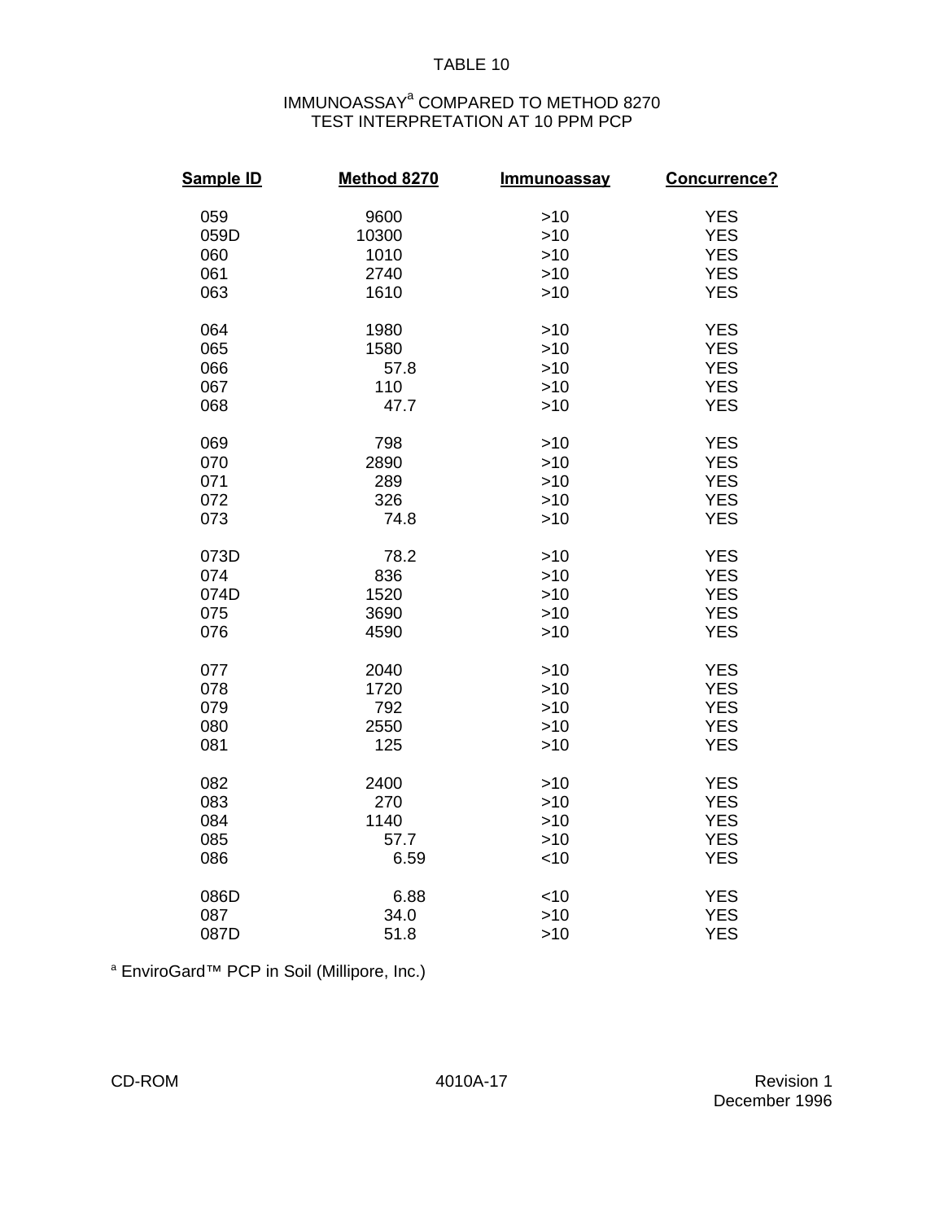TABLE 10

IMMUNOASSAY[a] COMPARED TO METHOD 8270
TEST INTERPRETATION AT 10 PPM PCP

| Sample ID | Method 8270 | Immunoassay | Concurrence? |
|---|---|---|---|
| 059 | 9600 | >10 | YES |
| 059D | 10300 | >10 | YES |
| 060 | 1010 | >10 | YES |
| 061 | 2740 | >10 | YES |
| 063 | 1610 | >10 | YES |
| 064 | 1980 | >10 | YES |
| 065 | 1580 | >10 | YES |
| 066 | 57.8 | >10 | YES |
| 067 | 110 | >10 | YES |
| 068 | 47.7 | >10 | YES |
| 069 | 798 | >10 | YES |
| 070 | 2890 | >10 | YES |
| 071 | 289 | >10 | YES |
| 072 | 326 | >10 | YES |
| 073 | 74.8 | >10 | YES |
| 073D | 78.2 | >10 | YES |
| 074 | 836 | >10 | YES |
| 074D | 1520 | >10 | YES |
| 075 | 3690 | >10 | YES |
| 076 | 4590 | >10 | YES |
| 077 | 2040 | >10 | YES |
| 078 | 1720 | >10 | YES |
| 079 | 792 | >10 | YES |
| 080 | 2550 | >10 | YES |
| 081 | 125 | >10 | YES |
| 082 | 2400 | >10 | YES |
| 083 | 270 | >10 | YES |
| 084 | 1140 | >10 | YES |
| 085 | 57.7 | >10 | YES |
| 086 | 6.59 | <10 | YES |
| 086D | 6.88 | <10 | YES |
| 087 | 34.0 | >10 | YES |
| 087D | 51.8 | >10 | YES |

[a] EnviroGard™ PCP in Soil (Millipore, Inc.)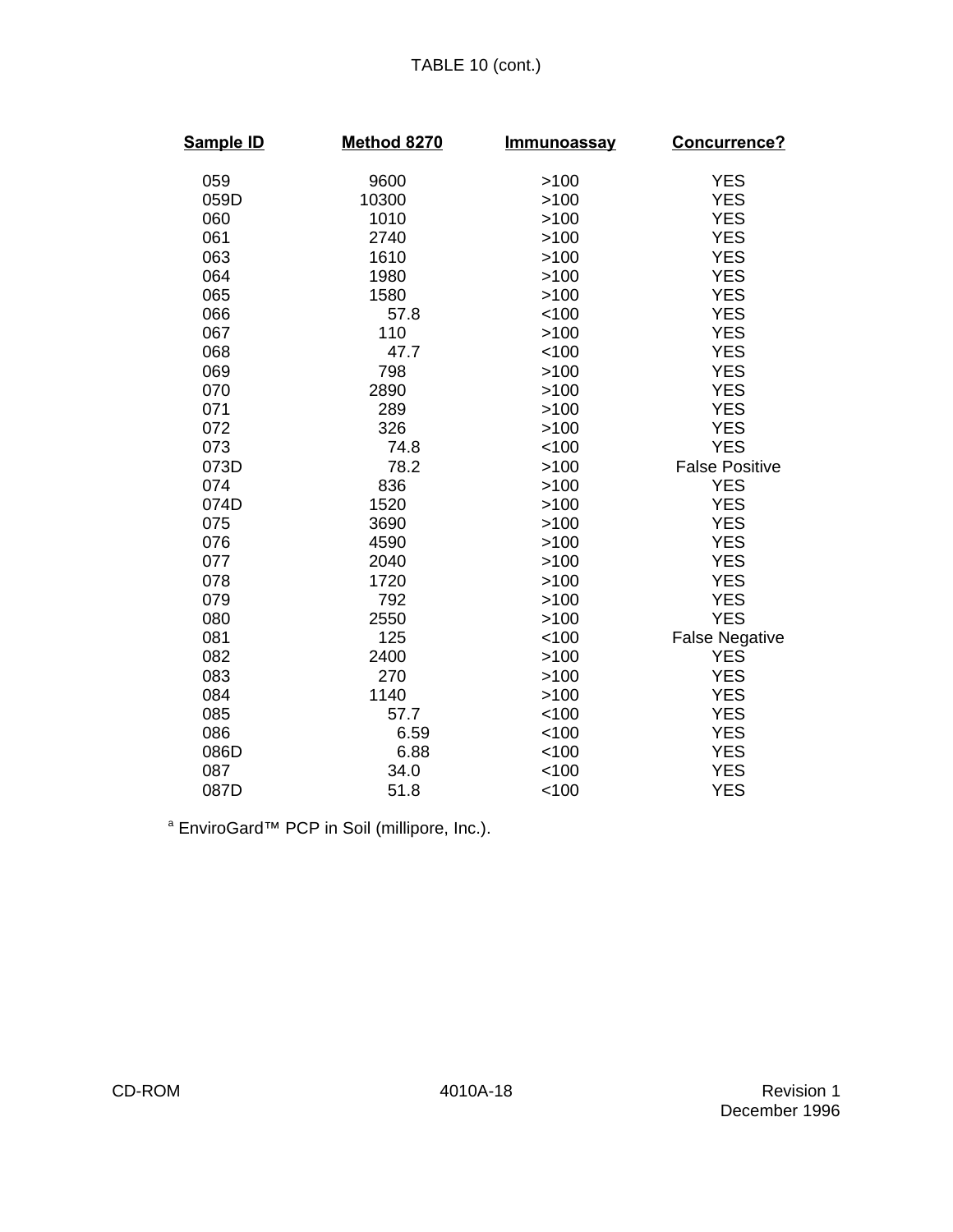TABLE 10 (cont.)

| Sample ID | Method 8270 | Immunoassay | Concurrence? |
| --- | --- | --- | --- |
| 059 | 9600 | >100 | YES |
| 059D | 10300 | >100 | YES |
| 060 | 1010 | >100 | YES |
| 061 | 2740 | >100 | YES |
| 063 | 1610 | >100 | YES |
| 064 | 1980 | >100 | YES |
| 065 | 1580 | >100 | YES |
| 066 | 57.8 | <100 | YES |
| 067 | 110 | >100 | YES |
| 068 | 47.7 | <100 | YES |
| 069 | 798 | >100 | YES |
| 070 | 2890 | >100 | YES |
| 071 | 289 | >100 | YES |
| 072 | 326 | >100 | YES |
| 073 | 74.8 | <100 | YES |
| 073D | 78.2 | >100 | False Positive |
| 074 | 836 | >100 | YES |
| 074D | 1520 | >100 | YES |
| 075 | 3690 | >100 | YES |
| 076 | 4590 | >100 | YES |
| 077 | 2040 | >100 | YES |
| 078 | 1720 | >100 | YES |
| 079 | 792 | >100 | YES |
| 080 | 2550 | >100 | YES |
| 081 | 125 | <100 | False Negative |
| 082 | 2400 | >100 | YES |
| 083 | 270 | >100 | YES |
| 084 | 1140 | >100 | YES |
| 085 | 57.7 | <100 | YES |
| 086 | 6.59 | <100 | YES |
| 086D | 6.88 | <100 | YES |
| 087 | 34.0 | <100 | YES |
| 087D | 51.8 | <100 | YES |

[a] EnviroGard™ PCP in Soil (millipore, Inc.).